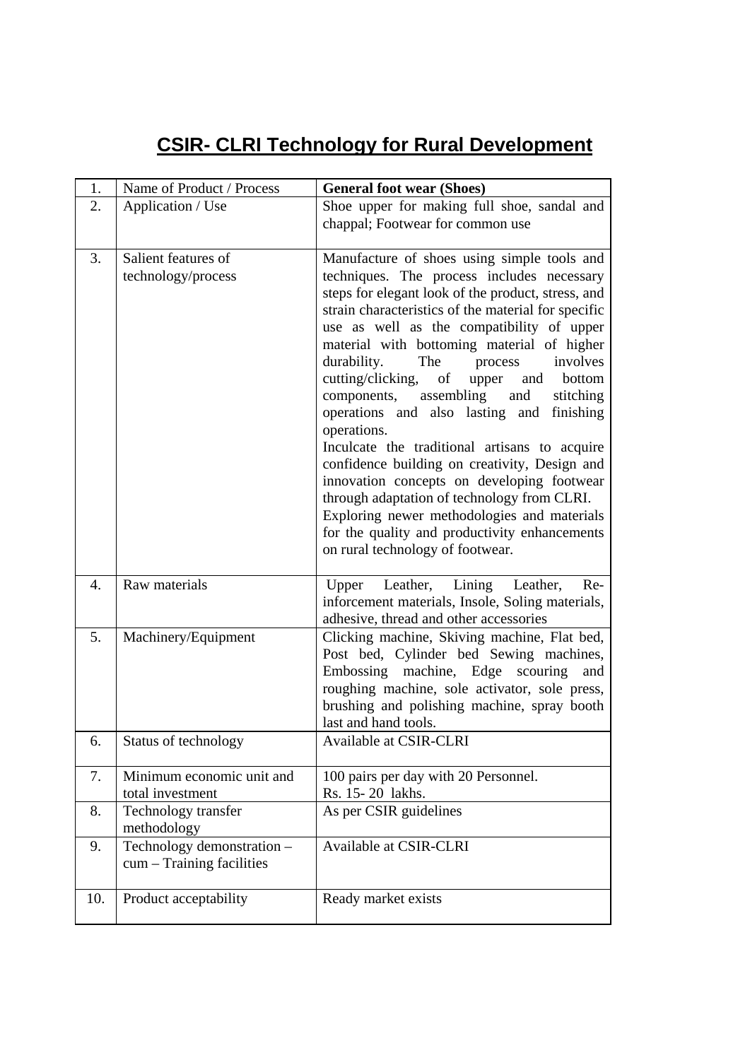# CSIR- CLRI Technology for Rural Development

| 1. | Name of Product / Process | **General foot wear (Shoes)** |
|---|---|---|
| 2. | Application / Use | Shoe upper for making full shoe, sandal and chappal; Footwear for common use |
| 3. | Salient features of technology/process | Manufacture of shoes using simple tools and techniques. The process includes necessary steps for elegant look of the product, stress, and strain characteristics of the material for specific use as well as the compatibility of upper material with bottoming material of higher durability. The process involves cutting/clicking, of upper and bottom components, assembling and stitching operations and also lasting and finishing operations.<br>Inculcate the traditional artisans to acquire confidence building on creativity, Design and innovation concepts on developing footwear through adaptation of technology from CLRI.<br>Exploring newer methodologies and materials for the quality and productivity enhancements on rural technology of footwear. |
| 4. | Raw materials | Upper Leather, Lining Leather, Re-inforcement materials, Insole, Soling materials, adhesive, thread and other accessories |
| 5. | Machinery/Equipment | Clicking machine, Skiving machine, Flat bed, Post bed, Cylinder bed Sewing machines, Embossing machine, Edge scouring and roughing machine, sole activator, sole press, brushing and polishing machine, spray booth last and hand tools. |
| 6. | Status of technology | Available at CSIR-CLRI |
| 7. | Minimum economic unit and total investment | 100 pairs per day with 20 Personnel.<br>Rs. 15- 20 lakhs. |
| 8. | Technology transfer methodology | As per CSIR guidelines |
| 9. | Technology demonstration – cum – Training facilities | Available at CSIR-CLRI |
| 10. | Product acceptability | Ready market exists |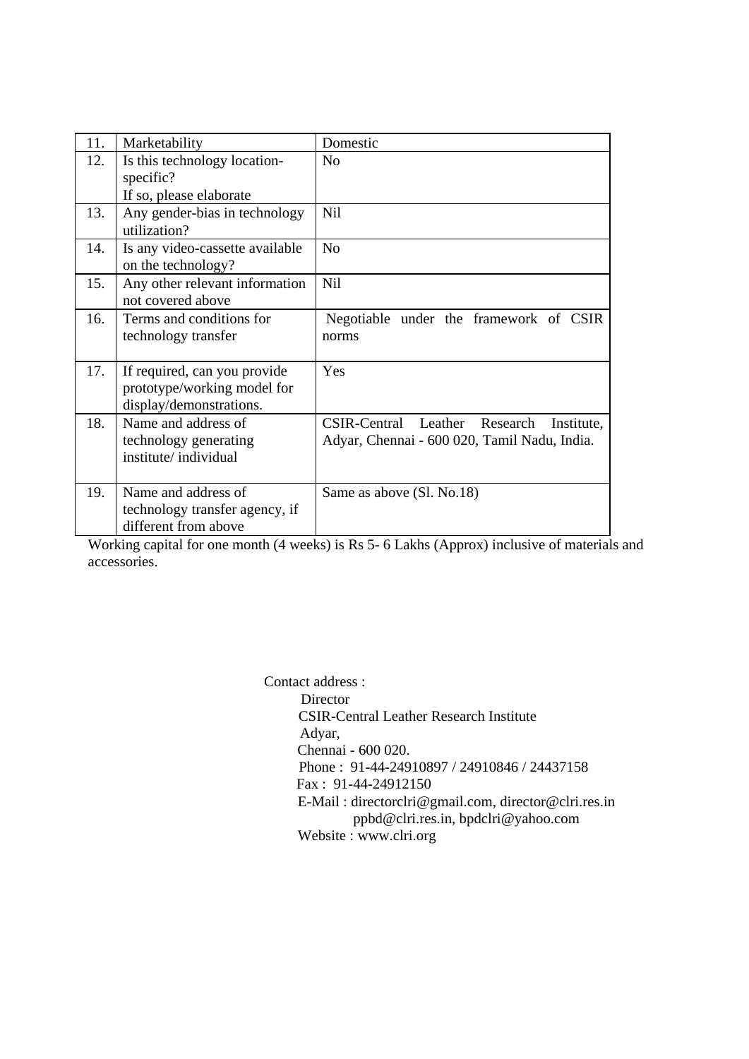| | | |
|---|---|---|
| 11. | Marketability | Domestic |
| 12. | Is this technology location-specific?<br>If so, please elaborate | No |
| 13. | Any gender-bias in technology utilization? | Nil |
| 14. | Is any video-cassette available on the technology? | No |
| 15. | Any other relevant information not covered above | Nil |
| 16. | Terms and conditions for technology transfer | Negotiable under the framework of CSIR norms |
| 17. | If required, can you provide prototype/working model for display/demonstrations. | Yes |
| 18. | Name and address of technology generating institute/ individual | CSIR-Central Leather Research Institute, Adyar, Chennai - 600 020, Tamil Nadu, India. |
| 19. | Name and address of technology transfer agency, if different from above | Same as above (Sl. No.18) |

Working capital for one month (4 weeks) is Rs 5- 6 Lakhs (Approx) inclusive of materials and accessories.

Contact address :
Director
CSIR-Central Leather Research Institute
Adyar,
Chennai - 600 020.
Phone : 91-44-24910897 / 24910846 / 24437158
Fax : 91-44-24912150
E-Mail : directorclri@gmail.com, director@clri.res.in
ppbd@clri.res.in, bpdclri@yahoo.com
Website : www.clri.org